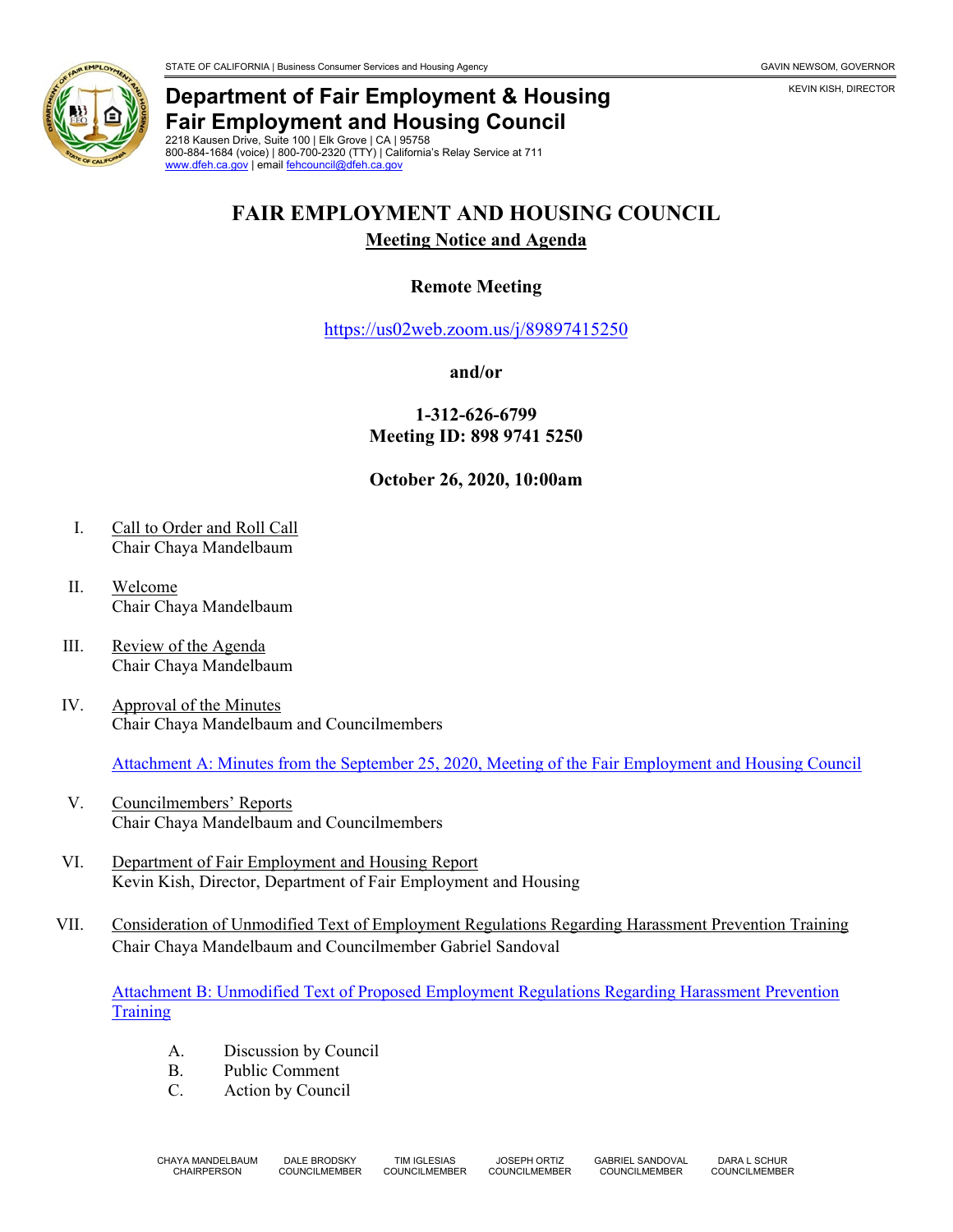STATE OF CALIFORNIA | Business Consumer Services and Housing Agency

GAVIN NEWSOM, GOVERNOR

KEVIN KISH, DIRECTOR

## Department of Fair Employment & Housing
## Fair Employment and Housing Council

2218 Kausen Drive, Suite 100 | Elk Grove | CA | 95758
800-884-1684 (voice) | 800-700-2320 (TTY) | California's Relay Service at 711
www.dfeh.ca.gov | email fehcouncil@dfeh.ca.gov

# FAIR EMPLOYMENT AND HOUSING COUNCIL

**Meeting Notice and Agenda**

**Remote Meeting**

https://us02web.zoom.us/j/89897415250

**and/or**

**1-312-626-6799**
**Meeting ID: 898 9741 5250**

**October 26, 2020, 10:00am**

I. Call to Order and Roll Call
Chair Chaya Mandelbaum

II. Welcome
Chair Chaya Mandelbaum

III. Review of the Agenda
Chair Chaya Mandelbaum

IV. Approval of the Minutes
Chair Chaya Mandelbaum and Councilmembers

Attachment A: Minutes from the September 25, 2020, Meeting of the Fair Employment and Housing Council

V. Councilmembers' Reports
Chair Chaya Mandelbaum and Councilmembers

VI. Department of Fair Employment and Housing Report
Kevin Kish, Director, Department of Fair Employment and Housing

VII. Consideration of Unmodified Text of Employment Regulations Regarding Harassment Prevention Training
Chair Chaya Mandelbaum and Councilmember Gabriel Sandoval

Attachment B: Unmodified Text of Proposed Employment Regulations Regarding Harassment Prevention Training

A. Discussion by Council
B. Public Comment
C. Action by Council

CHAYA MANDELBAUM CHAIRPERSON | DALE BRODSKY COUNCILMEMBER | TIM IGLESIAS COUNCILMEMBER | JOSEPH ORTIZ COUNCILMEMBER | GABRIEL SANDOVAL COUNCILMEMBER | DARA L SCHUR COUNCILMEMBER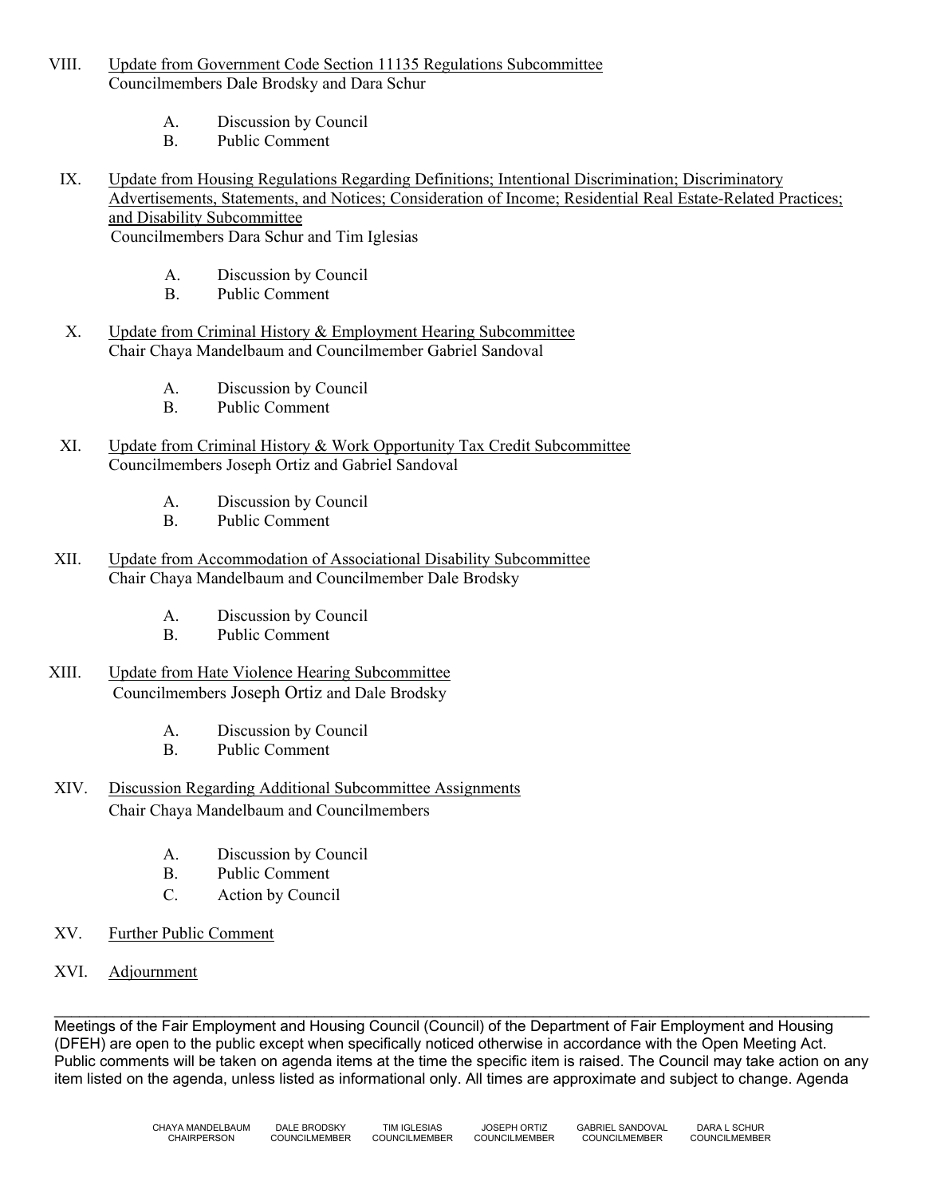VIII. <u>Update from Government Code Section 11135 Regulations Subcommittee</u>
Councilmembers Dale Brodsky and Dara Schur

A. Discussion by Council
B. Public Comment

IX. <u>Update from Housing Regulations Regarding Definitions; Intentional Discrimination; Discriminatory Advertisements, Statements, and Notices; Consideration of Income; Residential Real Estate-Related Practices; and Disability Subcommittee</u>
Councilmembers Dara Schur and Tim Iglesias

A. Discussion by Council
B. Public Comment

X. <u>Update from Criminal History & Employment Hearing Subcommittee</u>
Chair Chaya Mandelbaum and Councilmember Gabriel Sandoval

A. Discussion by Council
B. Public Comment

XI. <u>Update from Criminal History & Work Opportunity Tax Credit Subcommittee</u>
Councilmembers Joseph Ortiz and Gabriel Sandoval

A. Discussion by Council
B. Public Comment

XII. <u>Update from Accommodation of Associational Disability Subcommittee</u>
Chair Chaya Mandelbaum and Councilmember Dale Brodsky

A. Discussion by Council
B. Public Comment

XIII. <u>Update from Hate Violence Hearing Subcommittee</u>
Councilmembers Joseph Ortiz and Dale Brodsky

A. Discussion by Council
B. Public Comment

XIV. <u>Discussion Regarding Additional Subcommittee Assignments</u>
Chair Chaya Mandelbaum and Councilmembers

A. Discussion by Council
B. Public Comment
C. Action by Council

XV. <u>Further Public Comment</u>

XVI. <u>Adjournment</u>

---

Meetings of the Fair Employment and Housing Council (Council) of the Department of Fair Employment and Housing (DFEH) are open to the public except when specifically noticed otherwise in accordance with the Open Meeting Act. Public comments will be taken on agenda items at the time the specific item is raised. The Council may take action on any item listed on the agenda, unless listed as informational only. All times are approximate and subject to change. Agenda

CHAYA MANDELBAUM CHAIRPERSON | DALE BRODSKY COUNCILMEMBER | TIM IGLESIAS COUNCILMEMBER | JOSEPH ORTIZ COUNCILMEMBER | GABRIEL SANDOVAL COUNCILMEMBER | DARA L SCHUR COUNCILMEMBER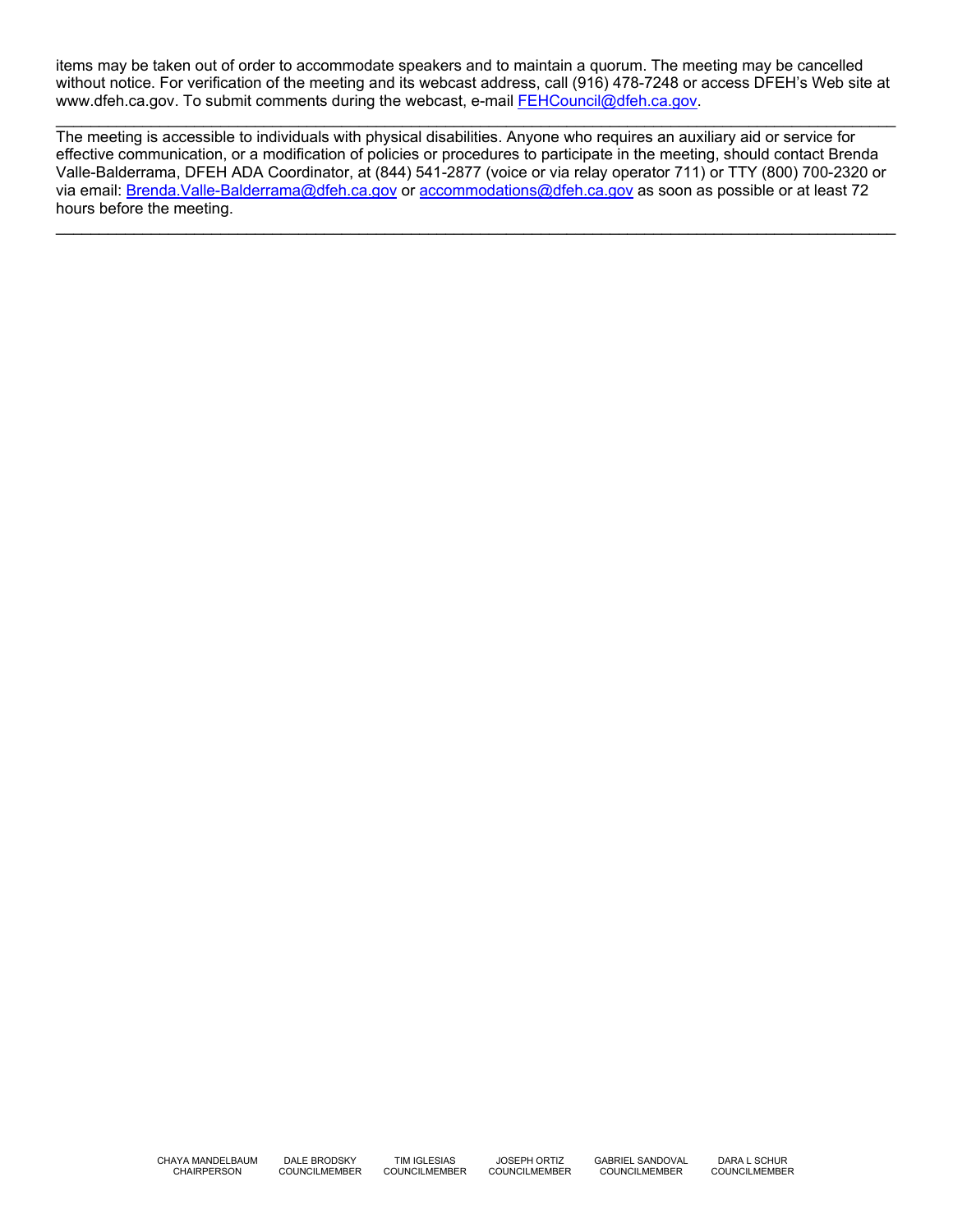items may be taken out of order to accommodate speakers and to maintain a quorum. The meeting may be cancelled without notice. For verification of the meeting and its webcast address, call (916) 478-7248 or access DFEH's Web site at www.dfeh.ca.gov. To submit comments during the webcast, e-mail FEHCouncil@dfeh.ca.gov.

---

The meeting is accessible to individuals with physical disabilities. Anyone who requires an auxiliary aid or service for effective communication, or a modification of policies or procedures to participate in the meeting, should contact Brenda Valle-Balderrama, DFEH ADA Coordinator, at (844) 541-2877 (voice or via relay operator 711) or TTY (800) 700-2320 or via email: Brenda.Valle-Balderrama@dfeh.ca.gov or accommodations@dfeh.ca.gov as soon as possible or at least 72 hours before the meeting.

---

CHAYA MANDELBAUM
CHAIRPERSON

DALE BRODSKY
COUNCILMEMBER

TIM IGLESIAS
COUNCILMEMBER

JOSEPH ORTIZ
COUNCILMEMBER

GABRIEL SANDOVAL
COUNCILMEMBER

DARA L SCHUR
COUNCILMEMBER